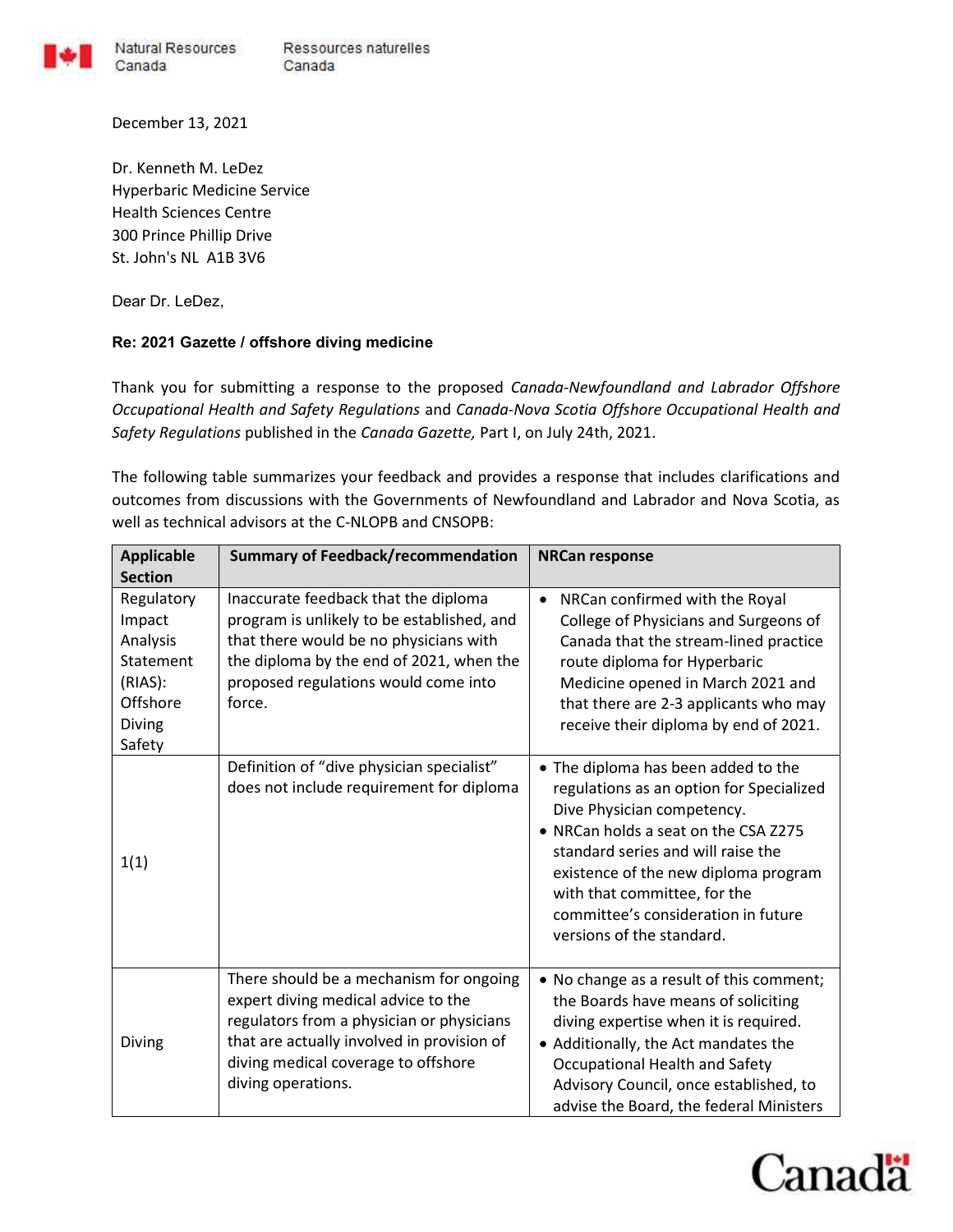Natural Resources Canada / Ressources naturelles Canada

December 13, 2021

Dr. Kenneth M. LeDez
Hyperbaric Medicine Service
Health Sciences Centre
300 Prince Phillip Drive
St. John's NL A1B 3V6

Dear Dr. LeDez,

**Re: 2021 Gazette / offshore diving medicine**

Thank you for submitting a response to the proposed *Canada-Newfoundland and Labrador Offshore Occupational Health and Safety Regulations* and *Canada-Nova Scotia Offshore Occupational Health and Safety Regulations* published in the *Canada Gazette,* Part I, on July 24th, 2021.

The following table summarizes your feedback and provides a response that includes clarifications and outcomes from discussions with the Governments of Newfoundland and Labrador and Nova Scotia, as well as technical advisors at the C-NLOPB and CNSOPB:

| Applicable Section | Summary of Feedback/recommendation | NRCan response |
|---|---|---|
| Regulatory Impact Analysis Statement (RIAS): Offshore Diving Safety | Inaccurate feedback that the diploma program is unlikely to be established, and that there would be no physicians with the diploma by the end of 2021, when the proposed regulations would come into force. | • NRCan confirmed with the Royal College of Physicians and Surgeons of Canada that the stream-lined practice route diploma for Hyperbaric Medicine opened in March 2021 and that there are 2-3 applicants who may receive their diploma by end of 2021. |
| 1(1) | Definition of "dive physician specialist" does not include requirement for diploma | • The diploma has been added to the regulations as an option for Specialized Dive Physician competency.<br>• NRCan holds a seat on the CSA Z275 standard series and will raise the existence of the new diploma program with that committee, for the committee's consideration in future versions of the standard. |
| Diving | There should be a mechanism for ongoing expert diving medical advice to the regulators from a physician or physicians that are actually involved in provision of diving medical coverage to offshore diving operations. | • No change as a result of this comment; the Boards have means of soliciting diving expertise when it is required.<br>• Additionally, the Act mandates the Occupational Health and Safety Advisory Council, once established, to advise the Board, the federal Ministers |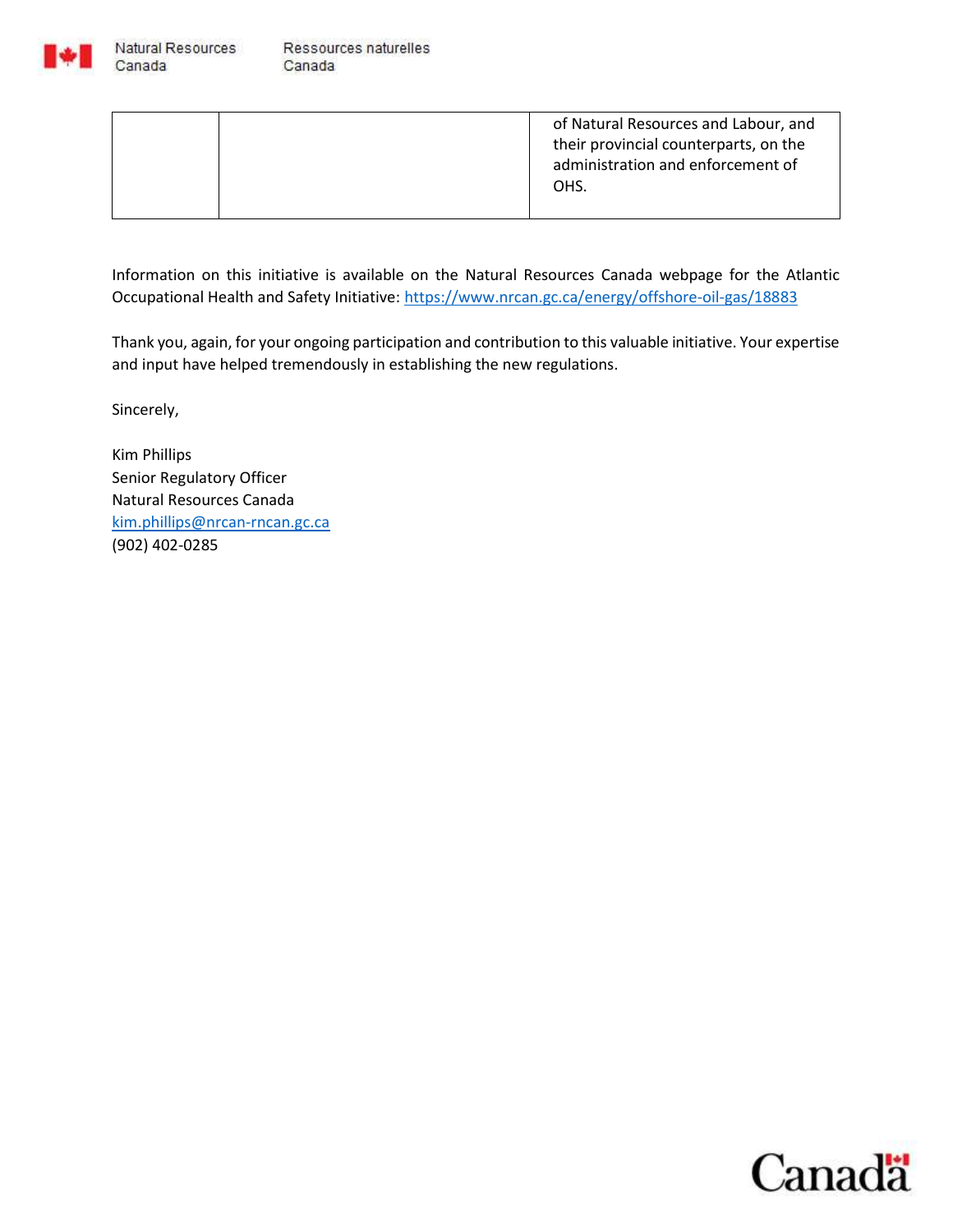| | | |
|---|---|---|
| | | of Natural Resources and Labour, and their provincial counterparts, on the administration and enforcement of OHS. |

Information on this initiative is available on the Natural Resources Canada webpage for the Atlantic Occupational Health and Safety Initiative: https://www.nrcan.gc.ca/energy/offshore-oil-gas/18883

Thank you, again, for your ongoing participation and contribution to this valuable initiative. Your expertise and input have helped tremendously in establishing the new regulations.

Sincerely,

Kim Phillips
Senior Regulatory Officer
Natural Resources Canada
kim.phillips@nrcan-rncan.gc.ca
(902) 402-0285